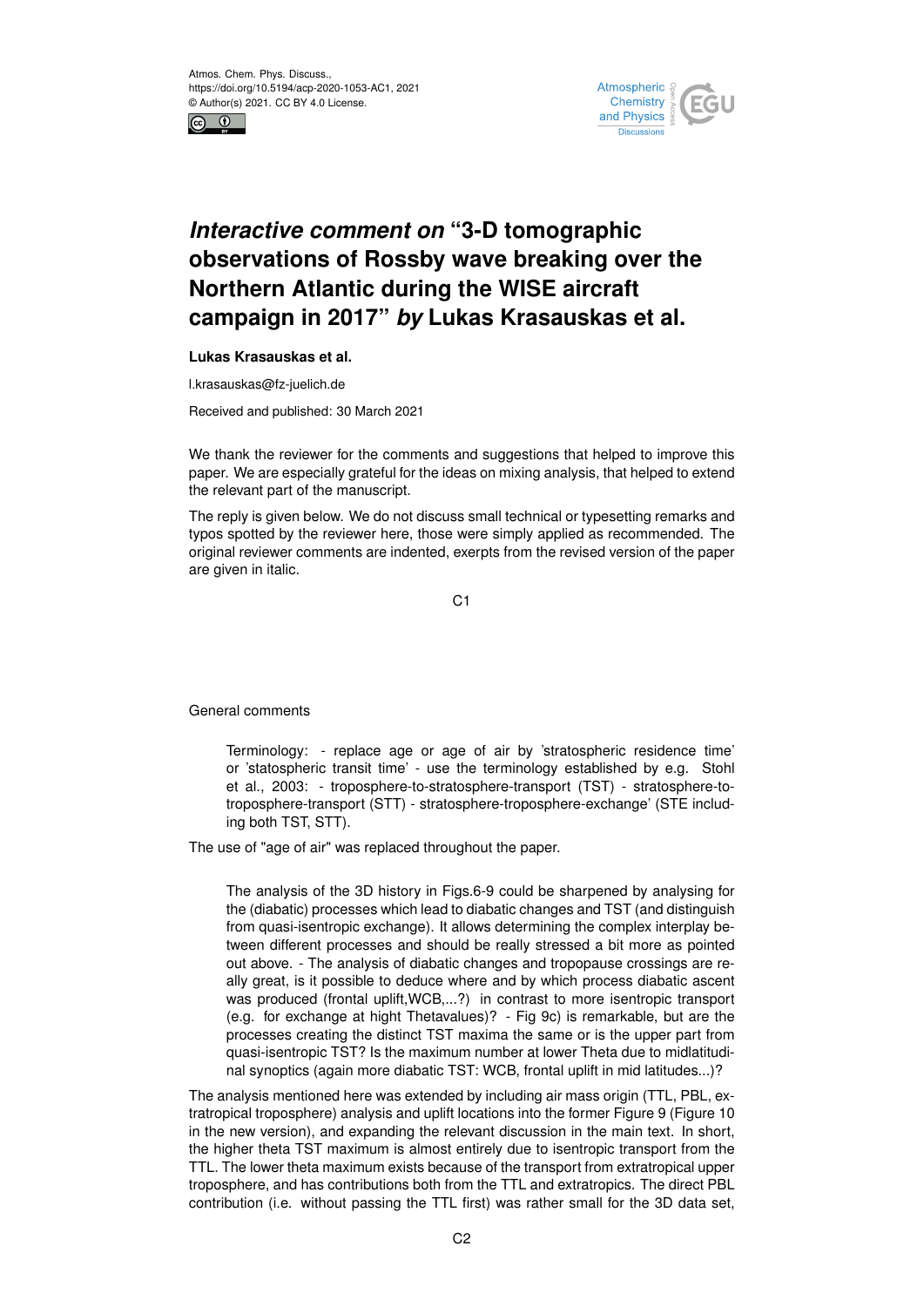# *Interactive comment on* "3-D tomographic observations of Rossby wave breaking over the Northern Atlantic during the WISE aircraft campaign in 2017" *by* Lukas Krasauskas et al.

**Lukas Krasauskas et al.**

l.krasauskas@fz-juelich.de

Received and published: 30 March 2021

We thank the reviewer for the comments and suggestions that helped to improve this paper. We are especially grateful for the ideas on mixing analysis, that helped to extend the relevant part of the manuscript.

The reply is given below. We do not discuss small technical or typesetting remarks and typos spotted by the reviewer here, those were simply applied as recommended. The original reviewer comments are indented, exerpts from the revised version of the paper are given in italic.

General comments

> Terminology: - replace age or age of air by 'stratospheric residence time' or 'statospheric transit time' - use the terminology established by e.g. Stohl et al., 2003: - troposphere-to-stratosphere-transport (TST) - stratosphere-to-troposphere-transport (STT) - stratosphere-troposphere-exchange' (STE including both TST, STT).

The use of "age of air" was replaced throughout the paper.

> The analysis of the 3D history in Figs.6-9 could be sharpened by analysing for the (diabatic) processes which lead to diabatic changes and TST (and distinguish from quasi-isentropic exchange). It allows determining the complex interplay between different processes and should be really stressed a bit more as pointed out above. - The analysis of diabatic changes and tropopause crossings are really great, is it possible to deduce where and by which process diabatic ascent was produced (frontal uplift,WCB,...?) in contrast to more isentropic transport (e.g. for exchange at hight Thetavalues)? - Fig 9c) is remarkable, but are the processes creating the distinct TST maxima the same or is the upper part from quasi-isentropic TST? Is the maximum number at lower Theta due to midlatitudinal synoptics (again more diabatic TST: WCB, frontal uplift in mid latitudes...)?

The analysis mentioned here was extended by including air mass origin (TTL, PBL, extratropical troposphere) analysis and uplift locations into the former Figure 9 (Figure 10 in the new version), and expanding the relevant discussion in the main text. In short, the higher theta TST maximum is almost entirely due to isentropic transport from the TTL. The lower theta maximum exists because of the transport from extratropical upper troposphere, and has contributions both from the TTL and extratropics. The direct PBL contribution (i.e. without passing the TTL first) was rather small for the 3D data set,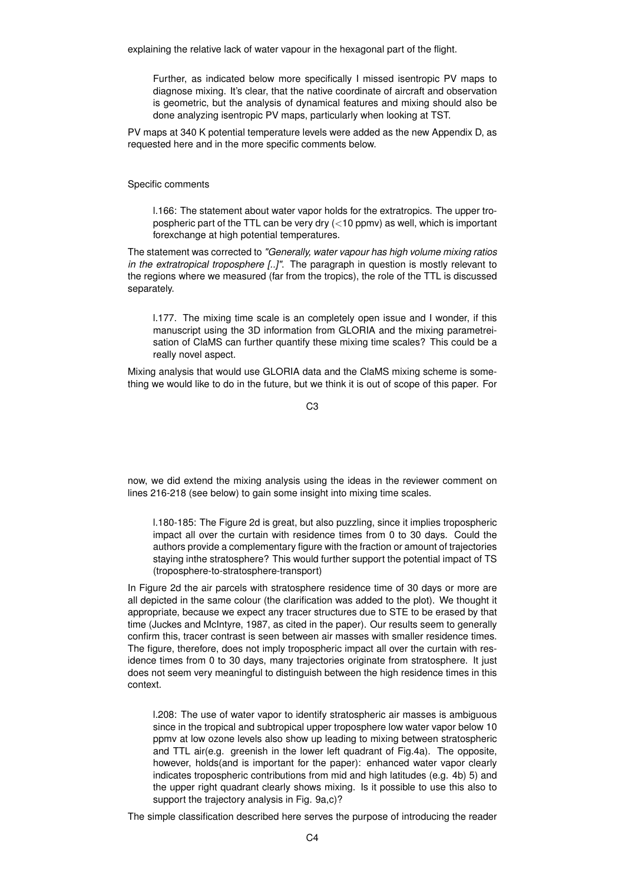explaining the relative lack of water vapour in the hexagonal part of the flight.

> Further, as indicated below more specifically I missed isentropic PV maps to diagnose mixing. It's clear, that the native coordinate of aircraft and observation is geometric, but the analysis of dynamical features and mixing should also be done analyzing isentropic PV maps, particularly when looking at TST.

PV maps at 340 K potential temperature levels were added as the new Appendix D, as requested here and in the more specific comments below.

Specific comments

> l.166: The statement about water vapor holds for the extratropics. The upper tropospheric part of the TTL can be very dry (<10 ppmv) as well, which is important forexchange at high potential temperatures.

The statement was corrected to *"Generally, water vapour has high volume mixing ratios in the extratropical troposphere [..]"*. The paragraph in question is mostly relevant to the regions where we measured (far from the tropics), the role of the TTL is discussed separately.

> l.177. The mixing time scale is an completely open issue and I wonder, if this manuscript using the 3D information from GLORIA and the mixing parametreisation of ClaMS can further quantify these mixing time scales? This could be a really novel aspect.

Mixing analysis that would use GLORIA data and the ClaMS mixing scheme is something we would like to do in the future, but we think it is out of scope of this paper. For now, we did extend the mixing analysis using the ideas in the reviewer comment on lines 216-218 (see below) to gain some insight into mixing time scales.

> l.180-185: The Figure 2d is great, but also puzzling, since it implies tropospheric impact all over the curtain with residence times from 0 to 30 days. Could the authors provide a complementary figure with the fraction or amount of trajectories staying inthe stratosphere? This would further support the potential impact of TS (troposphere-to-stratosphere-transport)

In Figure 2d the air parcels with stratosphere residence time of 30 days or more are all depicted in the same colour (the clarification was added to the plot). We thought it appropriate, because we expect any tracer structures due to STE to be erased by that time (Juckes and McIntyre, 1987, as cited in the paper). Our results seem to generally confirm this, tracer contrast is seen between air masses with smaller residence times. The figure, therefore, does not imply tropospheric impact all over the curtain with residence times from 0 to 30 days, many trajectories originate from stratosphere. It just does not seem very meaningful to distinguish between the high residence times in this context.

> l.208: The use of water vapor to identify stratospheric air masses is ambiguous since in the tropical and subtropical upper troposphere low water vapor below 10 ppmv at low ozone levels also show up leading to mixing between stratospheric and TTL air(e.g. greenish in the lower left quadrant of Fig.4a). The opposite, however, holds(and is important for the paper): enhanced water vapor clearly indicates tropospheric contributions from mid and high latitudes (e.g. 4b) 5) and the upper right quadrant clearly shows mixing. Is it possible to use this also to support the trajectory analysis in Fig. 9a,c)?

The simple classification described here serves the purpose of introducing the reader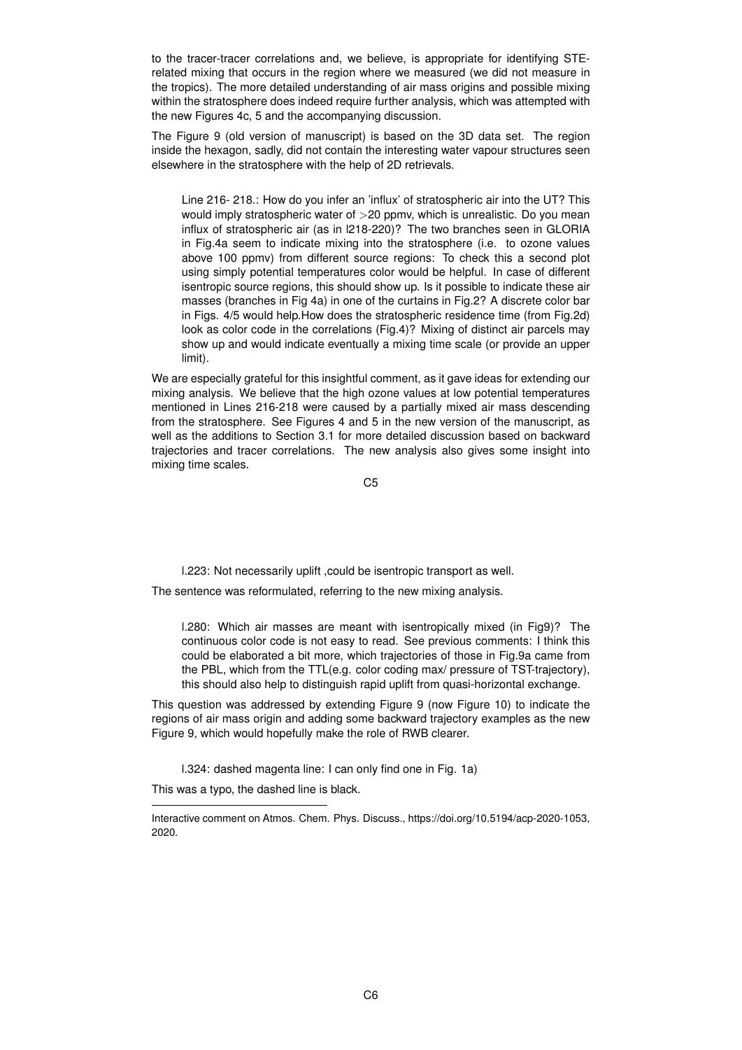to the tracer-tracer correlations and, we believe, is appropriate for identifying STE-related mixing that occurs in the region where we measured (we did not measure in the tropics). The more detailed understanding of air mass origins and possible mixing within the stratosphere does indeed require further analysis, which was attempted with the new Figures 4c, 5 and the accompanying discussion.

The Figure 9 (old version of manuscript) is based on the 3D data set. The region inside the hexagon, sadly, did not contain the interesting water vapour structures seen elsewhere in the stratosphere with the help of 2D retrievals.

> Line 216- 218.: How do you infer an 'influx' of stratospheric air into the UT? This would imply stratospheric water of >20 ppmv, which is unrealistic. Do you mean influx of stratospheric air (as in l218-220)? The two branches seen in GLORIA in Fig.4a seem to indicate mixing into the stratosphere (i.e. to ozone values above 100 ppmv) from different source regions: To check this a second plot using simply potential temperatures color would be helpful. In case of different isentropic source regions, this should show up. Is it possible to indicate these air masses (branches in Fig 4a) in one of the curtains in Fig.2? A discrete color bar in Figs. 4/5 would help.How does the stratospheric residence time (from Fig.2d) look as color code in the correlations (Fig.4)? Mixing of distinct air parcels may show up and would indicate eventually a mixing time scale (or provide an upper limit).

We are especially grateful for this insightful comment, as it gave ideas for extending our mixing analysis. We believe that the high ozone values at low potential temperatures mentioned in Lines 216-218 were caused by a partially mixed air mass descending from the stratosphere. See Figures 4 and 5 in the new version of the manuscript, as well as the additions to Section 3.1 for more detailed discussion based on backward trajectories and tracer correlations. The new analysis also gives some insight into mixing time scales.

> l.223: Not necessarily uplift ,could be isentropic transport as well.

The sentence was reformulated, referring to the new mixing analysis.

> l.280: Which air masses are meant with isentropically mixed (in Fig9)? The continuous color code is not easy to read. See previous comments: I think this could be elaborated a bit more, which trajectories of those in Fig.9a came from the PBL, which from the TTL(e.g. color coding max/ pressure of TST-trajectory), this should also help to distinguish rapid uplift from quasi-horizontal exchange.

This question was addressed by extending Figure 9 (now Figure 10) to indicate the regions of air mass origin and adding some backward trajectory examples as the new Figure 9, which would hopefully make the role of RWB clearer.

> l.324: dashed magenta line: I can only find one in Fig. 1a)

This was a typo, the dashed line is black.

---

Interactive comment on Atmos. Chem. Phys. Discuss., https://doi.org/10.5194/acp-2020-1053, 2020.